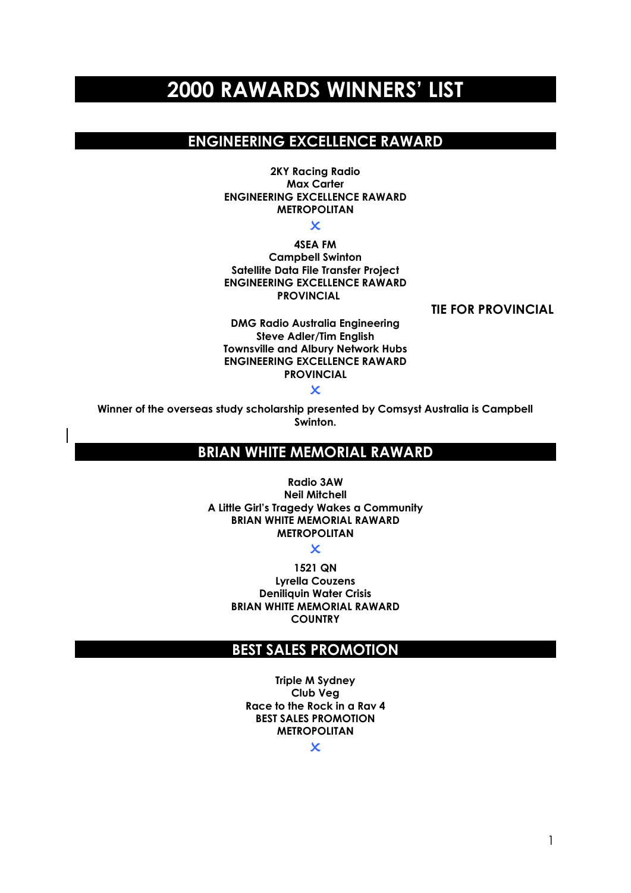# 2000 RAWARDS WINNERS' LIST

## ENGINEERING EXCELLENCE RAWARD

**2KY Racing Radio**
**Max Carter**
**ENGINEERING EXCELLENCE RAWARD**
**METROPOLITAN**

✕

**4SEA FM**
**Campbell Swinton**
**Satellite Data File Transfer Project**
**ENGINEERING EXCELLENCE RAWARD**
**PROVINCIAL**

**TIE FOR PROVINCIAL**

**DMG Radio Australia Engineering**
**Steve Adler/Tim English**
**Townsville and Albury Network Hubs**
**ENGINEERING EXCELLENCE RAWARD**
**PROVINCIAL**

✕

**Winner of the overseas study scholarship presented by Comsyst Australia is Campbell Swinton.**

## BRIAN WHITE MEMORIAL RAWARD

**Radio 3AW**
**Neil Mitchell**
**A Little Girl's Tragedy Wakes a Community**
**BRIAN WHITE MEMORIAL RAWARD**
**METROPOLITAN**

✕

**1521 QN**
**Lyrella Couzens**
**Deniliquin Water Crisis**
**BRIAN WHITE MEMORIAL RAWARD**
**COUNTRY**

## BEST SALES PROMOTION

**Triple M Sydney**
**Club Veg**
**Race to the Rock in a Rav 4**
**BEST SALES PROMOTION**
**METROPOLITAN**

✕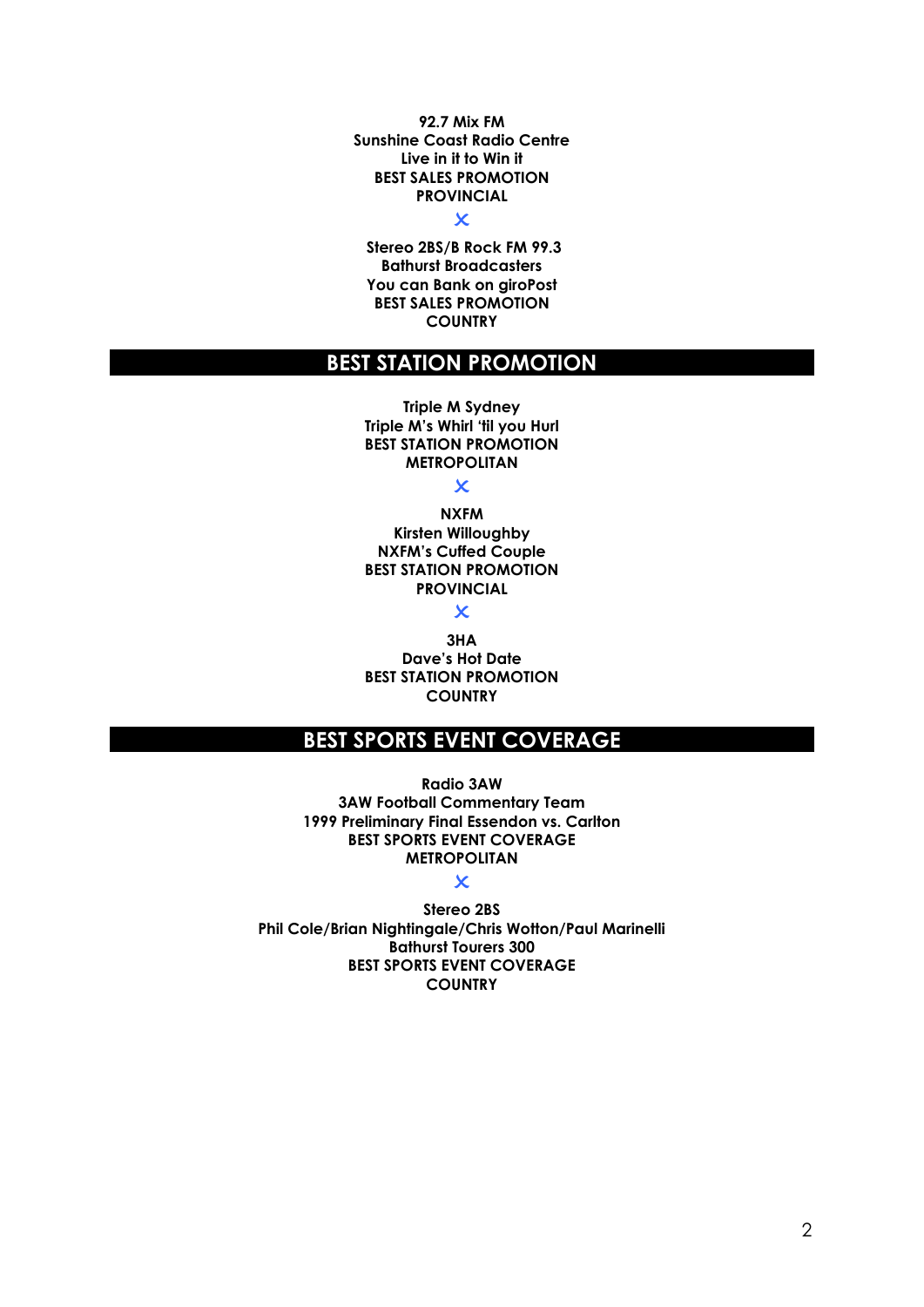**92.7 Mix FM**
**Sunshine Coast Radio Centre**
**Live in it to Win it**
**BEST SALES PROMOTION**
**PROVINCIAL**

**Stereo 2BS/B Rock FM 99.3**
**Bathurst Broadcasters**
**You can Bank on giroPost**
**BEST SALES PROMOTION**
**COUNTRY**

## BEST STATION PROMOTION

**Triple M Sydney**
**Triple M's Whirl 'til you Hurl**
**BEST STATION PROMOTION**
**METROPOLITAN**

**NXFM**
**Kirsten Willoughby**
**NXFM's Cuffed Couple**
**BEST STATION PROMOTION**
**PROVINCIAL**

**3HA**
**Dave's Hot Date**
**BEST STATION PROMOTION**
**COUNTRY**

## BEST SPORTS EVENT COVERAGE

**Radio 3AW**
**3AW Football Commentary Team**
**1999 Preliminary Final Essendon vs. Carlton**
**BEST SPORTS EVENT COVERAGE**
**METROPOLITAN**

**Stereo 2BS**
**Phil Cole/Brian Nightingale/Chris Wotton/Paul Marinelli**
**Bathurst Tourers 300**
**BEST SPORTS EVENT COVERAGE**
**COUNTRY**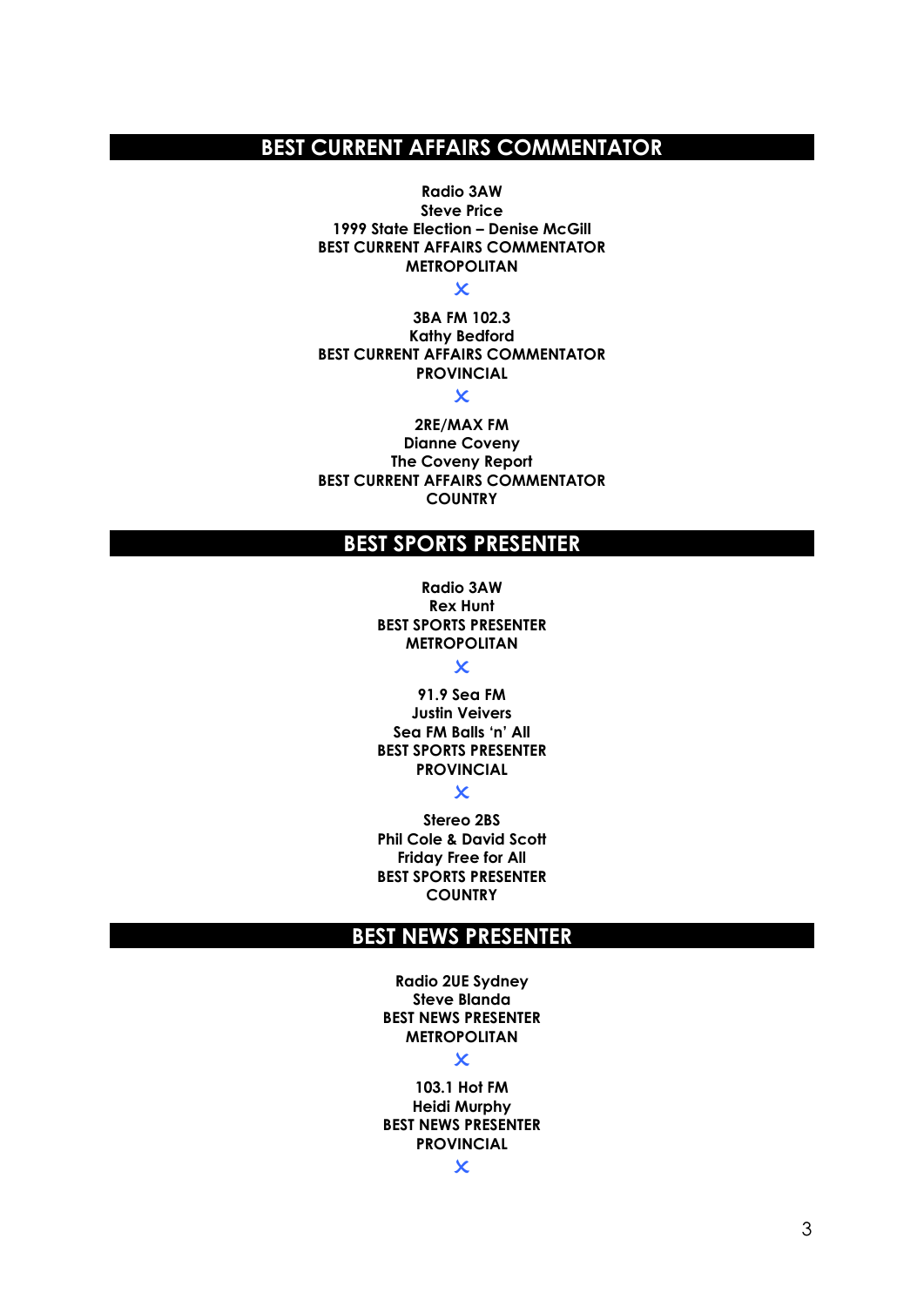## BEST CURRENT AFFAIRS COMMENTATOR

**Radio 3AW**
**Steve Price**
**1999 State Election – Denise McGill**
**BEST CURRENT AFFAIRS COMMENTATOR**
**METROPOLITAN**

**3BA FM 102.3**
**Kathy Bedford**
**BEST CURRENT AFFAIRS COMMENTATOR**
**PROVINCIAL**

**2RE/MAX FM**
**Dianne Coveny**
**The Coveny Report**
**BEST CURRENT AFFAIRS COMMENTATOR**
**COUNTRY**

## BEST SPORTS PRESENTER

**Radio 3AW**
**Rex Hunt**
**BEST SPORTS PRESENTER**
**METROPOLITAN**

**91.9 Sea FM**
**Justin Veivers**
**Sea FM Balls 'n' All**
**BEST SPORTS PRESENTER**
**PROVINCIAL**

**Stereo 2BS**
**Phil Cole & David Scott**
**Friday Free for All**
**BEST SPORTS PRESENTER**
**COUNTRY**

## BEST NEWS PRESENTER

**Radio 2UE Sydney**
**Steve Blanda**
**BEST NEWS PRESENTER**
**METROPOLITAN**

**103.1 Hot FM**
**Heidi Murphy**
**BEST NEWS PRESENTER**
**PROVINCIAL**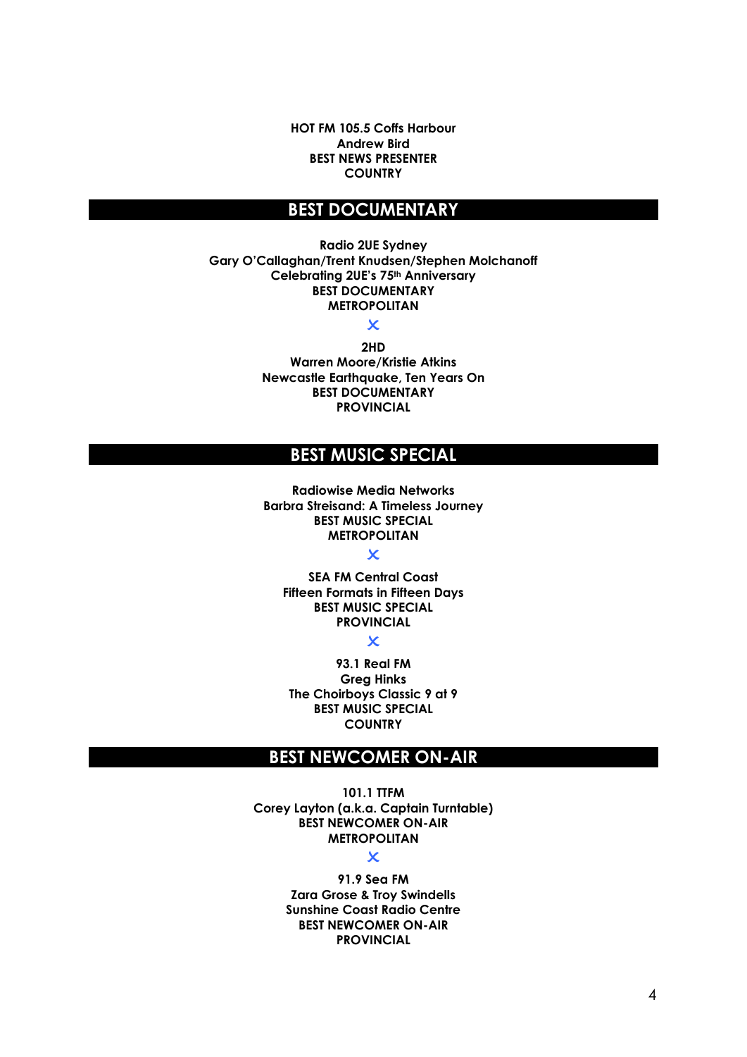**HOT FM 105.5 Coffs Harbour**
**Andrew Bird**
**BEST NEWS PRESENTER**
**COUNTRY**

## BEST DOCUMENTARY

**Radio 2UE Sydney**
**Gary O'Callaghan/Trent Knudsen/Stephen Molchanoff**
**Celebrating 2UE's 75th Anniversary**
**BEST DOCUMENTARY**
**METROPOLITAN**

**2HD**
**Warren Moore/Kristie Atkins**
**Newcastle Earthquake, Ten Years On**
**BEST DOCUMENTARY**
**PROVINCIAL**

## BEST MUSIC SPECIAL

**Radiowise Media Networks**
**Barbra Streisand: A Timeless Journey**
**BEST MUSIC SPECIAL**
**METROPOLITAN**

**SEA FM Central Coast**
**Fifteen Formats in Fifteen Days**
**BEST MUSIC SPECIAL**
**PROVINCIAL**

**93.1 Real FM**
**Greg Hinks**
**The Choirboys Classic 9 at 9**
**BEST MUSIC SPECIAL**
**COUNTRY**

## BEST NEWCOMER ON-AIR

**101.1 TTFM**
**Corey Layton (a.k.a. Captain Turntable)**
**BEST NEWCOMER ON-AIR**
**METROPOLITAN**

**91.9 Sea FM**
**Zara Grose & Troy Swindells**
**Sunshine Coast Radio Centre**
**BEST NEWCOMER ON-AIR**
**PROVINCIAL**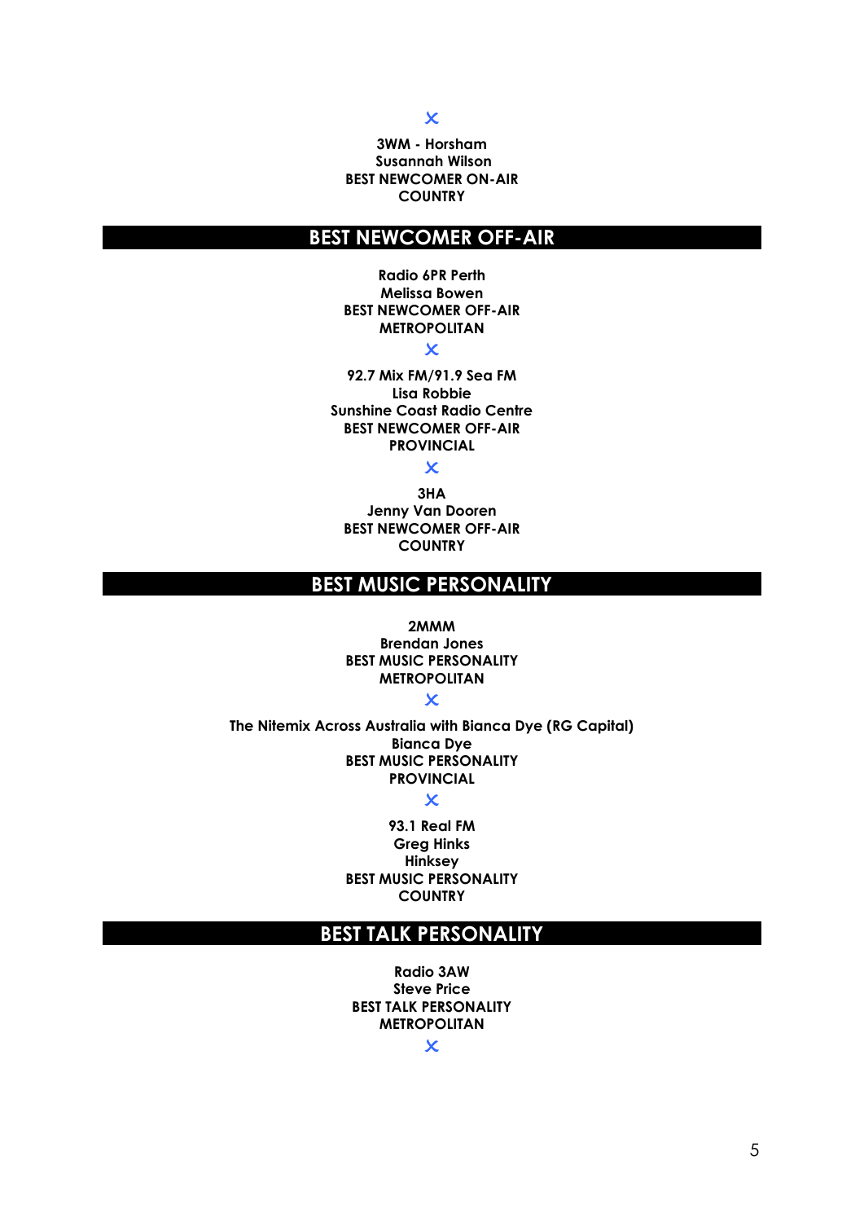**3WM - Horsham**
**Susannah Wilson**
**BEST NEWCOMER ON-AIR**
**COUNTRY**

## BEST NEWCOMER OFF-AIR

**Radio 6PR Perth**
**Melissa Bowen**
**BEST NEWCOMER OFF-AIR**
**METROPOLITAN**

**92.7 Mix FM/91.9 Sea FM**
**Lisa Robbie**
**Sunshine Coast Radio Centre**
**BEST NEWCOMER OFF-AIR**
**PROVINCIAL**

**3HA**
**Jenny Van Dooren**
**BEST NEWCOMER OFF-AIR**
**COUNTRY**

## BEST MUSIC PERSONALITY

**2MMM**
**Brendan Jones**
**BEST MUSIC PERSONALITY**
**METROPOLITAN**

**The Nitemix Across Australia with Bianca Dye (RG Capital)**
**Bianca Dye**
**BEST MUSIC PERSONALITY**
**PROVINCIAL**

**93.1 Real FM**
**Greg Hinks**
**Hinksey**
**BEST MUSIC PERSONALITY**
**COUNTRY**

## BEST TALK PERSONALITY

**Radio 3AW**
**Steve Price**
**BEST TALK PERSONALITY**
**METROPOLITAN**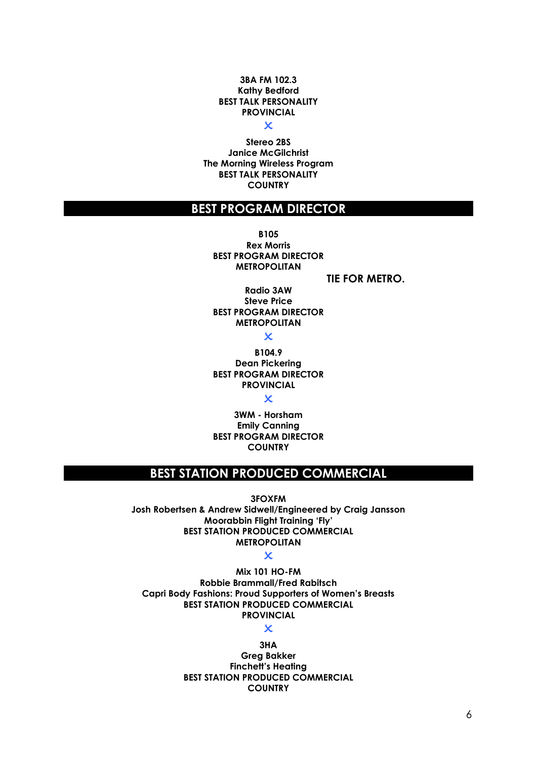**3BA FM 102.3**
**Kathy Bedford**
**BEST TALK PERSONALITY**
**PROVINCIAL**

**Stereo 2BS**
**Janice McGilchrist**
**The Morning Wireless Program**
**BEST TALK PERSONALITY**
**COUNTRY**

## BEST PROGRAM DIRECTOR

**B105**
**Rex Morris**
**BEST PROGRAM DIRECTOR**
**METROPOLITAN**

**TIE FOR METRO.**

**Radio 3AW**
**Steve Price**
**BEST PROGRAM DIRECTOR**
**METROPOLITAN**

**B104.9**
**Dean Pickering**
**BEST PROGRAM DIRECTOR**
**PROVINCIAL**

**3WM - Horsham**
**Emily Canning**
**BEST PROGRAM DIRECTOR**
**COUNTRY**

## BEST STATION PRODUCED COMMERCIAL

**3FOXFM**
**Josh Robertsen & Andrew Sidwell/Engineered by Craig Jansson**
**Moorabbin Flight Training 'Fly'**
**BEST STATION PRODUCED COMMERCIAL**
**METROPOLITAN**

**Mix 101 HO-FM**
**Robbie Brammall/Fred Rabitsch**
**Capri Body Fashions: Proud Supporters of Women's Breasts**
**BEST STATION PRODUCED COMMERCIAL**
**PROVINCIAL**

**3HA**
**Greg Bakker**
**Finchett's Heating**
**BEST STATION PRODUCED COMMERCIAL**
**COUNTRY**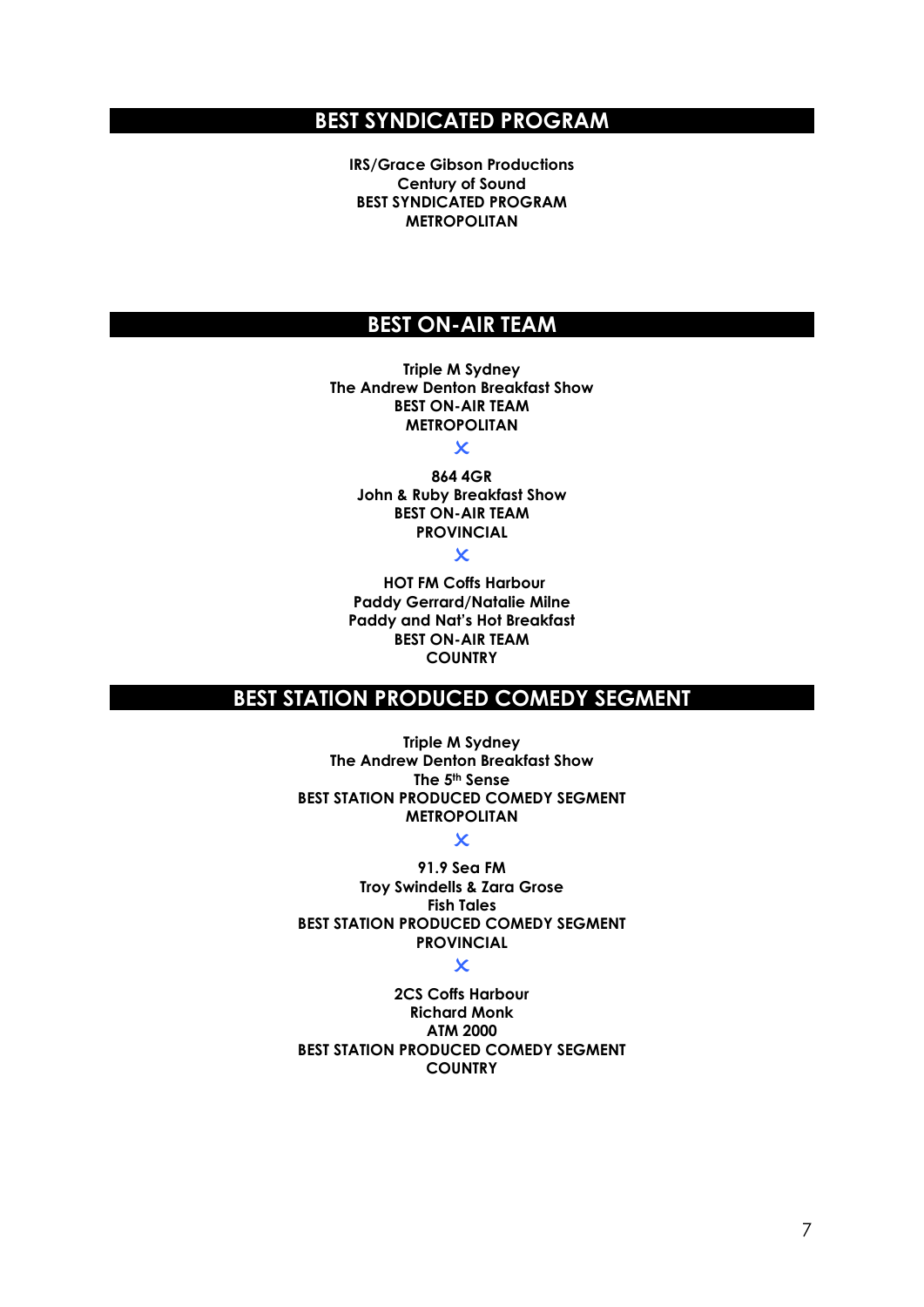## BEST SYNDICATED PROGRAM

**IRS/Grace Gibson Productions**
**Century of Sound**
**BEST SYNDICATED PROGRAM**
**METROPOLITAN**

## BEST ON-AIR TEAM

**Triple M Sydney**
**The Andrew Denton Breakfast Show**
**BEST ON-AIR TEAM**
**METROPOLITAN**

**864 4GR**
**John & Ruby Breakfast Show**
**BEST ON-AIR TEAM**
**PROVINCIAL**

**HOT FM Coffs Harbour**
**Paddy Gerrard/Natalie Milne**
**Paddy and Nat's Hot Breakfast**
**BEST ON-AIR TEAM**
**COUNTRY**

## BEST STATION PRODUCED COMEDY SEGMENT

**Triple M Sydney**
**The Andrew Denton Breakfast Show**
**The 5th Sense**
**BEST STATION PRODUCED COMEDY SEGMENT**
**METROPOLITAN**

**91.9 Sea FM**
**Troy Swindells & Zara Grose**
**Fish Tales**
**BEST STATION PRODUCED COMEDY SEGMENT**
**PROVINCIAL**

**2CS Coffs Harbour**
**Richard Monk**
**ATM 2000**
**BEST STATION PRODUCED COMEDY SEGMENT**
**COUNTRY**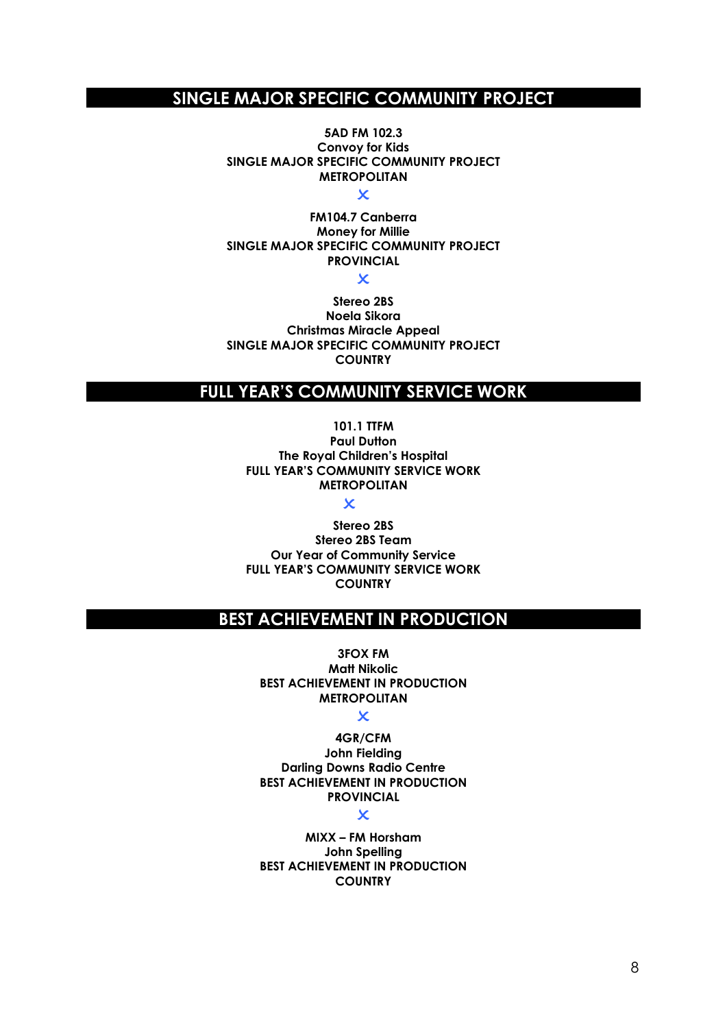## SINGLE MAJOR SPECIFIC COMMUNITY PROJECT

**5AD FM 102.3**
**Convoy for Kids**
**SINGLE MAJOR SPECIFIC COMMUNITY PROJECT**
**METROPOLITAN**

✕

**FM104.7 Canberra**
**Money for Millie**
**SINGLE MAJOR SPECIFIC COMMUNITY PROJECT**
**PROVINCIAL**

✕

**Stereo 2BS**
**Noela Sikora**
**Christmas Miracle Appeal**
**SINGLE MAJOR SPECIFIC COMMUNITY PROJECT**
**COUNTRY**

## FULL YEAR'S COMMUNITY SERVICE WORK

**101.1 TTFM**
**Paul Dutton**
**The Royal Children's Hospital**
**FULL YEAR'S COMMUNITY SERVICE WORK**
**METROPOLITAN**

✕

**Stereo 2BS**
**Stereo 2BS Team**
**Our Year of Community Service**
**FULL YEAR'S COMMUNITY SERVICE WORK**
**COUNTRY**

## BEST ACHIEVEMENT IN PRODUCTION

**3FOX FM**
**Matt Nikolic**
**BEST ACHIEVEMENT IN PRODUCTION**
**METROPOLITAN**

✕

**4GR/CFM**
**John Fielding**
**Darling Downs Radio Centre**
**BEST ACHIEVEMENT IN PRODUCTION**
**PROVINCIAL**

✕

**MIXX – FM Horsham**
**John Spelling**
**BEST ACHIEVEMENT IN PRODUCTION**
**COUNTRY**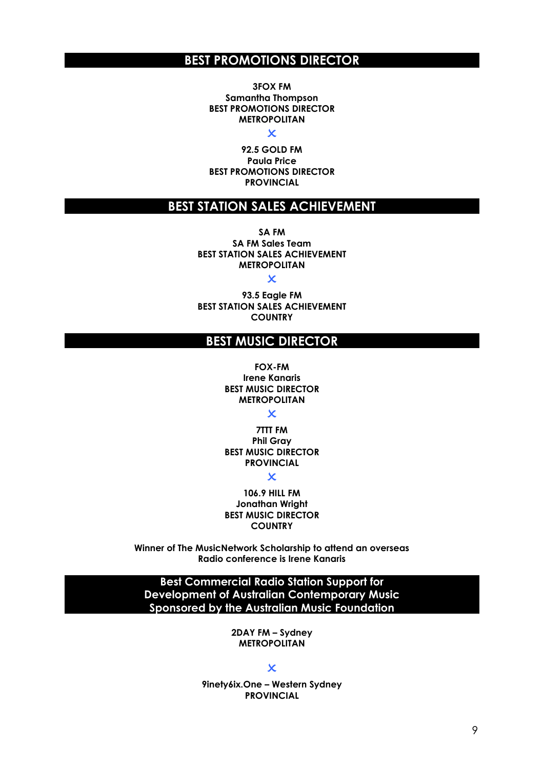## BEST PROMOTIONS DIRECTOR

**3FOX FM**
**Samantha Thompson**
**BEST PROMOTIONS DIRECTOR**
**METROPOLITAN**

✕

**92.5 GOLD FM**
**Paula Price**
**BEST PROMOTIONS DIRECTOR**
**PROVINCIAL**

## BEST STATION SALES ACHIEVEMENT

**SA FM**
**SA FM Sales Team**
**BEST STATION SALES ACHIEVEMENT**
**METROPOLITAN**

✕

**93.5 Eagle FM**
**BEST STATION SALES ACHIEVEMENT**
**COUNTRY**

## BEST MUSIC DIRECTOR

**FOX-FM**
**Irene Kanaris**
**BEST MUSIC DIRECTOR**
**METROPOLITAN**

✕

**7TTT FM**
**Phil Gray**
**BEST MUSIC DIRECTOR**
**PROVINCIAL**

✕

**106.9 HILL FM**
**Jonathan Wright**
**BEST MUSIC DIRECTOR**
**COUNTRY**

**Winner of The MusicNetwork Scholarship to attend an overseas Radio conference is Irene Kanaris**

## Best Commercial Radio Station Support for Development of Australian Contemporary Music Sponsored by the Australian Music Foundation

**2DAY FM – Sydney**
**METROPOLITAN**

✕

**9inety6ix.One – Western Sydney**
**PROVINCIAL**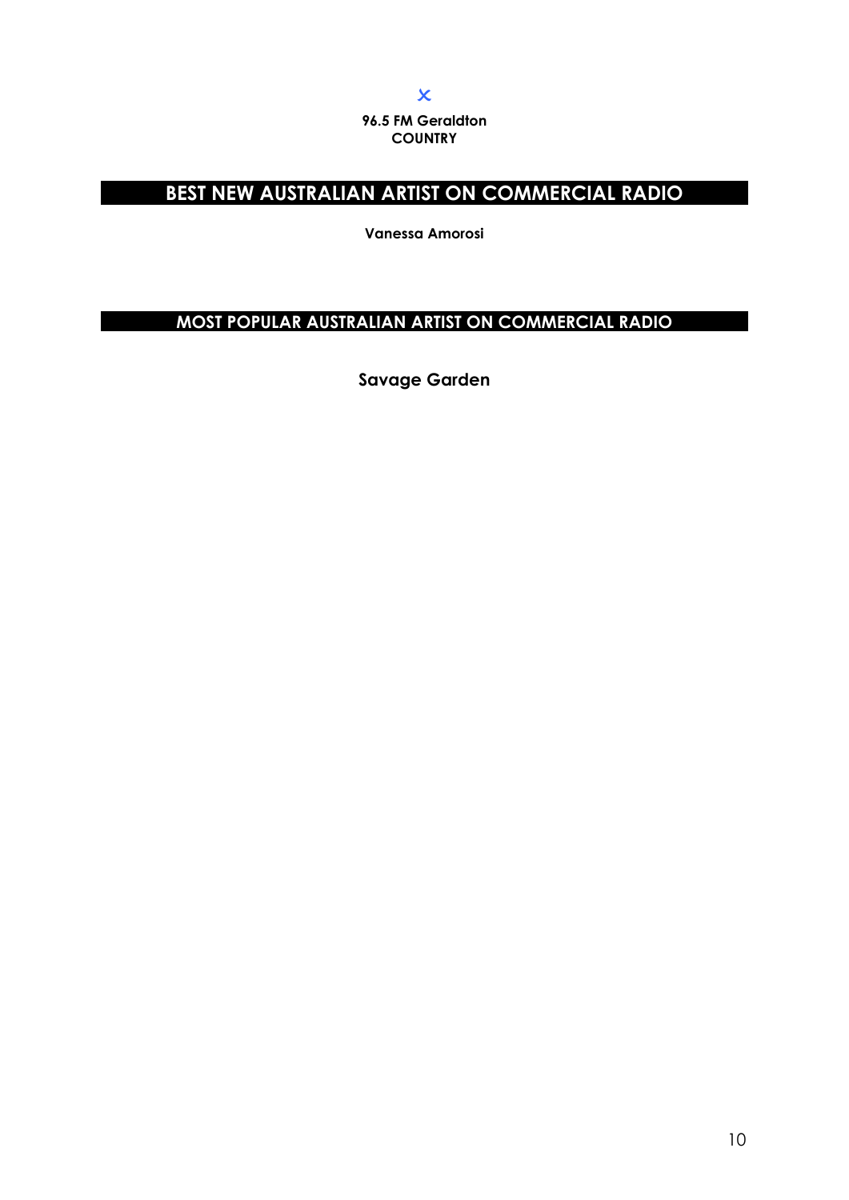**96.5 FM Geraldton**
**COUNTRY**

## BEST NEW AUSTRALIAN ARTIST ON COMMERCIAL RADIO

**Vanessa Amorosi**

## MOST POPULAR AUSTRALIAN ARTIST ON COMMERCIAL RADIO

**Savage Garden**